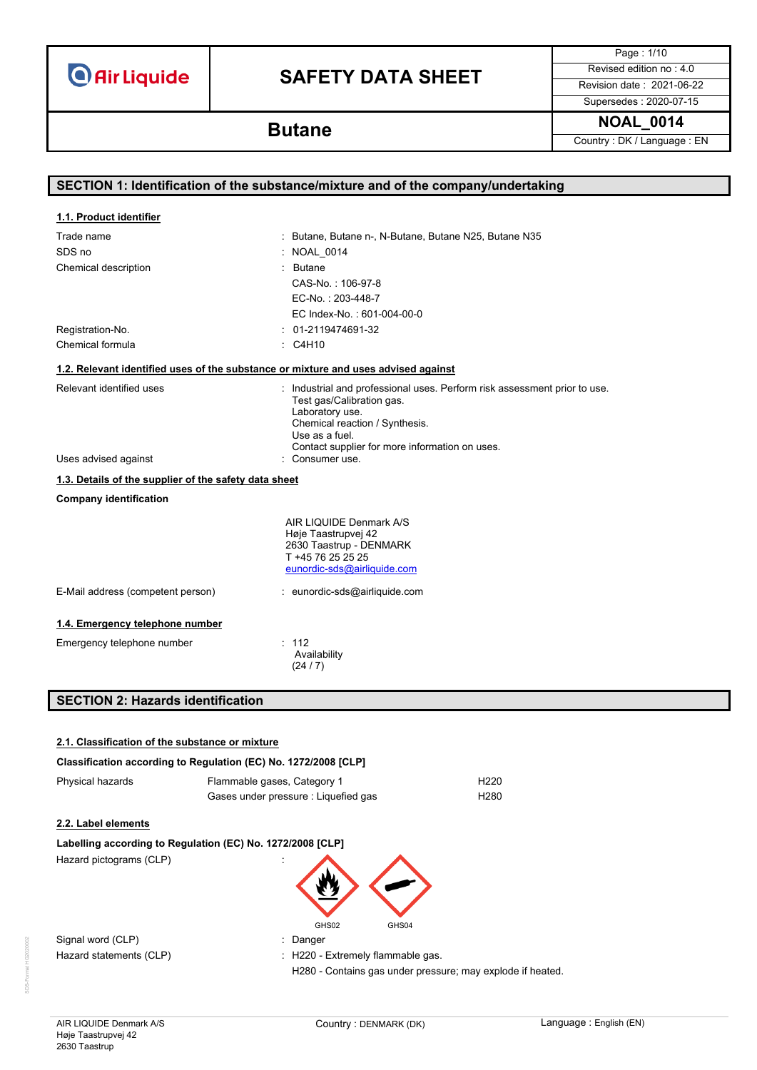# SAFETY DATA SHEET

## Butane

| | |
|---|---|
| Revised edition no : 4.0 | |
| Revision date : 2021-06-22 | |
| Supersedes : 2020-07-15 | |
| NOAL_0014 | |
| Country : DK / Language : EN | |

## SECTION 1: Identification of the substance/mixture and of the company/undertaking

### 1.1. Product identifier

| | |
|---|---|
| Trade name | : Butane, Butane n-, N-Butane, Butane N25, Butane N35 |
| SDS no | : NOAL_0014 |
| Chemical description | : Butane<br>CAS-No. : 106-97-8<br>EC-No. : 203-448-7<br>EC Index-No. : 601-004-00-0 |
| Registration-No. | : 01-2119474691-32 |
| Chemical formula | : $C_4H_{10}$ |

### 1.2. Relevant identified uses of the substance or mixture and uses advised against

| | |
|---|---|
| Relevant identified uses | : Industrial and professional uses. Perform risk assessment prior to use.<br>Test gas/Calibration gas.<br>Laboratory use.<br>Chemical reaction / Synthesis.<br>Use as a fuel.<br>Contact supplier for more information on uses. |
| Uses advised against | : Consumer use. |

### 1.3. Details of the supplier of the safety data sheet

**Company identification**

AIR LIQUIDE Denmark A/S
Høje Taastrupvej 42
2630 Taastrup - DENMARK
T +45 76 25 25 25
eunordic-sds@airliquide.com

| | |
|---|---|
| E-Mail address (competent person) | : eunordic-sds@airliquide.com |

### 1.4. Emergency telephone number

| | |
|---|---|
| Emergency telephone number | : 112<br>Availability<br>(24 / 7) |

## SECTION 2: Hazards identification

### 2.1. Classification of the substance or mixture

**Classification according to Regulation (EC) No. 1272/2008 [CLP]**

| | | |
|---|---|---|
| Physical hazards | Flammable gases, Category 1 | H220 |
| | Gases under pressure : Liquefied gas | H280 |

### 2.2. Label elements

**Labelling according to Regulation (EC) No. 1272/2008 [CLP]**

| | |
|---|---|
| Hazard pictograms (CLP) | : GHS02, GHS04 |
| Signal word (CLP) | : Danger |
| Hazard statements (CLP) | : H220 - Extremely flammable gas.<br>H280 - Contains gas under pressure; may explode if heated. |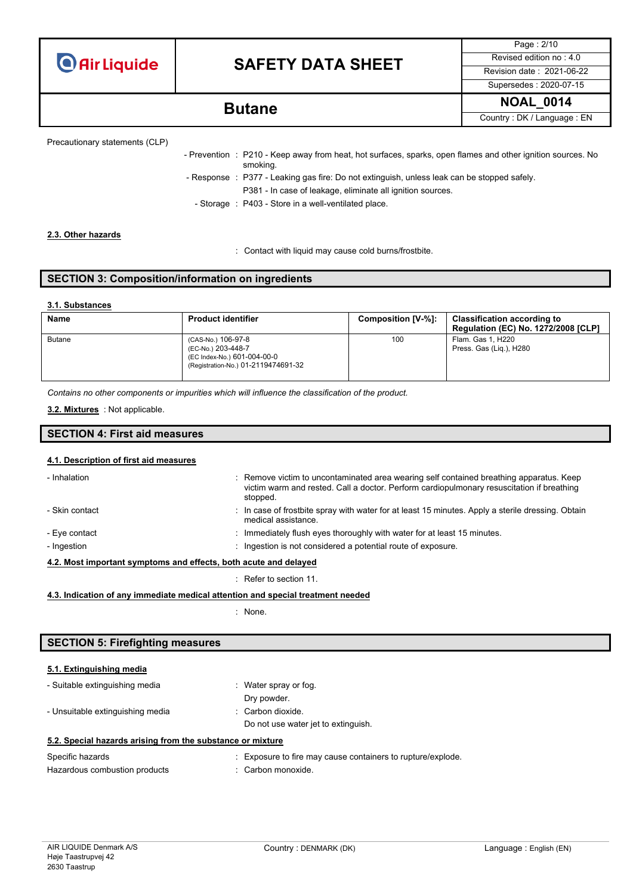Precautionary statements (CLP)

- Prevention : P210 - Keep away from heat, hot surfaces, sparks, open flames and other ignition sources. No smoking.
- Response : P377 - Leaking gas fire: Do not extinguish, unless leak can be stopped safely.
  P381 - In case of leakage, eliminate all ignition sources.
- Storage : P403 - Store in a well-ventilated place.

**2.3. Other hazards**

: Contact with liquid may cause cold burns/frostbite.

## SECTION 3: Composition/information on ingredients

**3.1. Substances**

| Name | Product identifier | Composition [V-%]: | Classification according to Regulation (EC) No. 1272/2008 [CLP] |
|---|---|---|---|
| Butane | (CAS-No.) 106-97-8<br>(EC-No.) 203-448-7<br>(EC Index-No.) 601-004-00-0<br>(Registration-No.) 01-2119474691-32 | 100 | Flam. Gas 1, H220<br>Press. Gas (Liq.), H280 |

*Contains no other components or impurities which will influence the classification of the product.*

**3.2. Mixtures** : Not applicable.

## SECTION 4: First aid measures

**4.1. Description of first aid measures**

- Inhalation : Remove victim to uncontaminated area wearing self contained breathing apparatus. Keep victim warm and rested. Call a doctor. Perform cardiopulmonary resuscitation if breathing stopped.
- Skin contact : In case of frostbite spray with water for at least 15 minutes. Apply a sterile dressing. Obtain medical assistance.
- Eye contact : Immediately flush eyes thoroughly with water for at least 15 minutes.
- Ingestion : Ingestion is not considered a potential route of exposure.

**4.2. Most important symptoms and effects, both acute and delayed**

: Refer to section 11.

**4.3. Indication of any immediate medical attention and special treatment needed**

: None.

## SECTION 5: Firefighting measures

**5.1. Extinguishing media**

- Suitable extinguishing media : Water spray or fog.
  Dry powder.
- Unsuitable extinguishing media : Carbon dioxide.
  Do not use water jet to extinguish.

**5.2. Special hazards arising from the substance or mixture**

Specific hazards : Exposure to fire may cause containers to rupture/explode.

Hazardous combustion products : Carbon monoxide.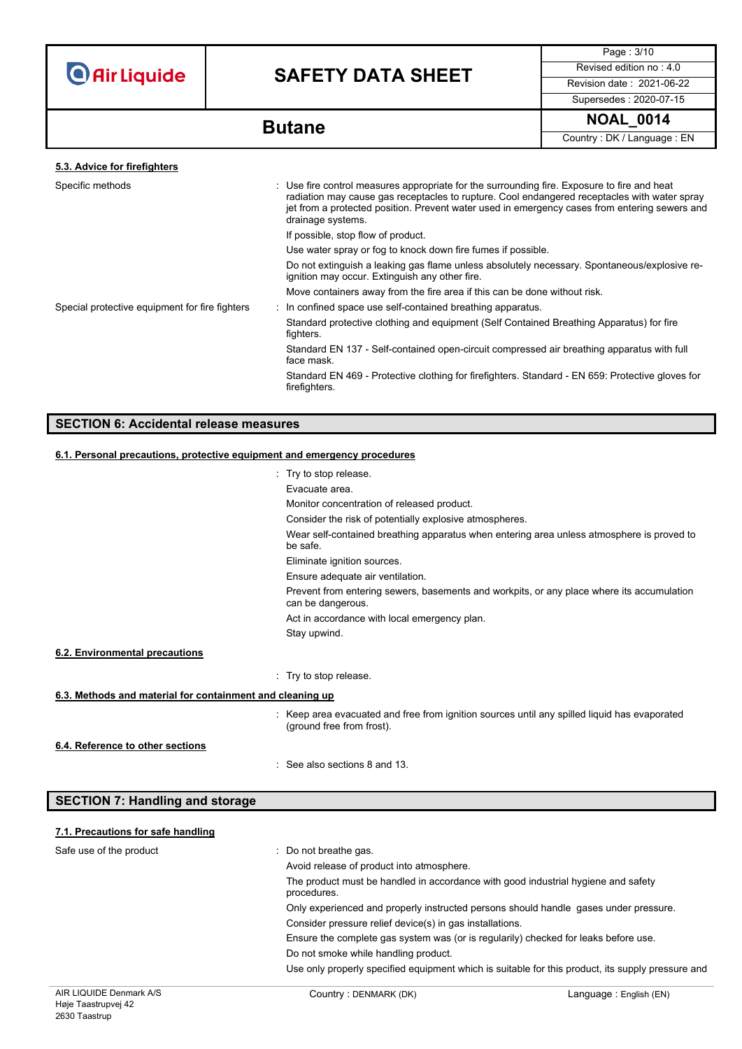### 5.3. Advice for firefighters

Specific methods : Use fire control measures appropriate for the surrounding fire. Exposure to fire and heat radiation may cause gas receptacles to rupture. Cool endangered receptacles with water spray jet from a protected position. Prevent water used in emergency cases from entering sewers and drainage systems.

If possible, stop flow of product.

Use water spray or fog to knock down fire fumes if possible.

Do not extinguish a leaking gas flame unless absolutely necessary. Spontaneous/explosive re-ignition may occur. Extinguish any other fire.

Move containers away from the fire area if this can be done without risk.

Special protective equipment for fire fighters : In confined space use self-contained breathing apparatus.

Standard protective clothing and equipment (Self Contained Breathing Apparatus) for fire fighters.

Standard EN 137 - Self-contained open-circuit compressed air breathing apparatus with full face mask.

Standard EN 469 - Protective clothing for firefighters. Standard - EN 659: Protective gloves for firefighters.

## SECTION 6: Accidental release measures

### 6.1. Personal precautions, protective equipment and emergency procedures

: Try to stop release.

Evacuate area.

Monitor concentration of released product.

Consider the risk of potentially explosive atmospheres.

Wear self-contained breathing apparatus when entering area unless atmosphere is proved to be safe.

Eliminate ignition sources.

Ensure adequate air ventilation.

Prevent from entering sewers, basements and workpits, or any place where its accumulation can be dangerous.

Act in accordance with local emergency plan.

Stay upwind.

### 6.2. Environmental precautions

: Try to stop release.

### 6.3. Methods and material for containment and cleaning up

: Keep area evacuated and free from ignition sources until any spilled liquid has evaporated (ground free from frost).

### 6.4. Reference to other sections

: See also sections 8 and 13.

## SECTION 7: Handling and storage

### 7.1. Precautions for safe handling

Safe use of the product : Do not breathe gas.

Avoid release of product into atmosphere.

The product must be handled in accordance with good industrial hygiene and safety procedures.

Only experienced and properly instructed persons should handle gases under pressure.

Consider pressure relief device(s) in gas installations.

Ensure the complete gas system was (or is regularily) checked for leaks before use.

Do not smoke while handling product.

Use only properly specified equipment which is suitable for this product, its supply pressure and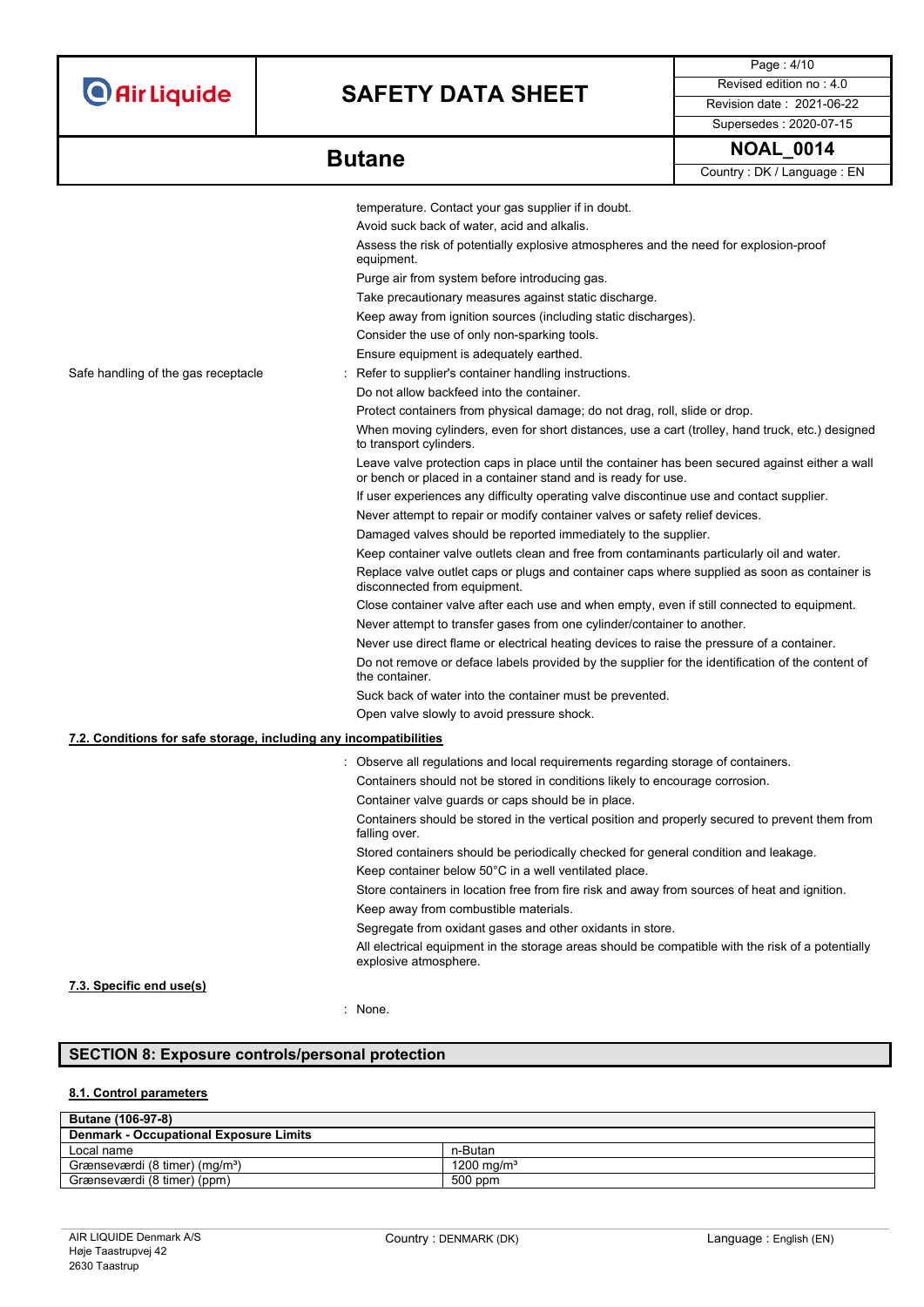temperature. Contact your gas supplier if in doubt.
Avoid suck back of water, acid and alkalis.
Assess the risk of potentially explosive atmospheres and the need for explosion-proof equipment.
Purge air from system before introducing gas.
Take precautionary measures against static discharge.
Keep away from ignition sources (including static discharges).
Consider the use of only non-sparking tools.
Ensure equipment is adequately earthed.

Safe handling of the gas receptacle : Refer to supplier's container handling instructions.
Do not allow backfeed into the container.
Protect containers from physical damage; do not drag, roll, slide or drop.
When moving cylinders, even for short distances, use a cart (trolley, hand truck, etc.) designed to transport cylinders.
Leave valve protection caps in place until the container has been secured against either a wall or bench or placed in a container stand and is ready for use.
If user experiences any difficulty operating valve discontinue use and contact supplier.
Never attempt to repair or modify container valves or safety relief devices.
Damaged valves should be reported immediately to the supplier.
Keep container valve outlets clean and free from contaminants particularly oil and water.
Replace valve outlet caps or plugs and container caps where supplied as soon as container is disconnected from equipment.
Close container valve after each use and when empty, even if still connected to equipment.
Never attempt to transfer gases from one cylinder/container to another.
Never use direct flame or electrical heating devices to raise the pressure of a container.
Do not remove or deface labels provided by the supplier for the identification of the content of the container.
Suck back of water into the container must be prevented.
Open valve slowly to avoid pressure shock.

### 7.2. Conditions for safe storage, including any incompatibilities

: Observe all regulations and local requirements regarding storage of containers.
Containers should not be stored in conditions likely to encourage corrosion.
Container valve guards or caps should be in place.
Containers should be stored in the vertical position and properly secured to prevent them from falling over.
Stored containers should be periodically checked for general condition and leakage.
Keep container below 50°C in a well ventilated place.
Store containers in location free from fire risk and away from sources of heat and ignition.
Keep away from combustible materials.
Segregate from oxidant gases and other oxidants in store.
All electrical equipment in the storage areas should be compatible with the risk of a potentially explosive atmosphere.

### 7.3. Specific end use(s)

: None.

## SECTION 8: Exposure controls/personal protection

### 8.1. Control parameters

| Butane (106-97-8) | |
|---|---|
| **Denmark - Occupational Exposure Limits** | |
| Local name | n-Butan |
| Grænseværdi (8 timer) (mg/m³) | 1200 mg/m³ |
| Grænseværdi (8 timer) (ppm) | 500 ppm |

AIR LIQUIDE Denmark A/S
Høje Taastrupvej 42
2630 Taastrup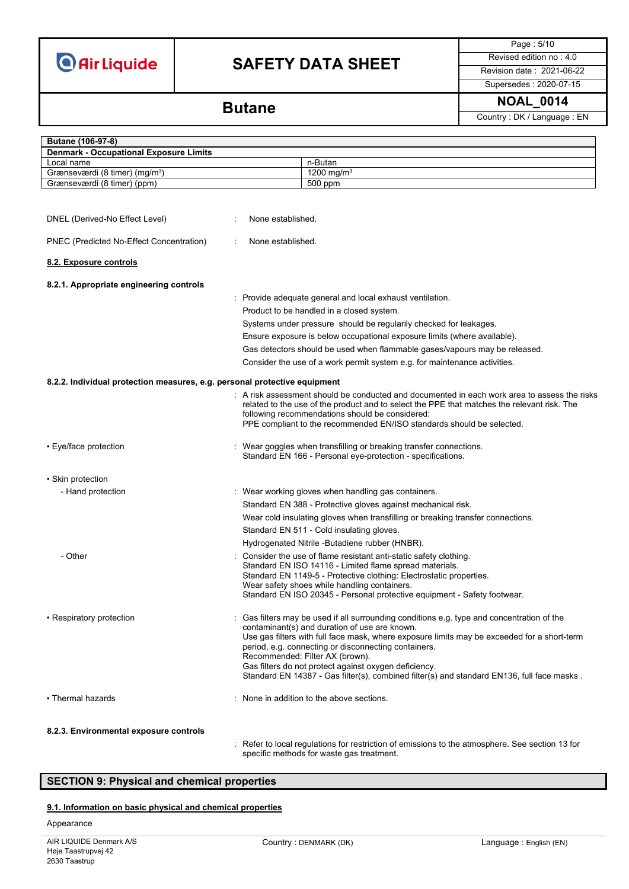| Butane (106-97-8) | |
|---|---|
| **Denmark - Occupational Exposure Limits** | |
| Local name | n-Butan |
| Grænseværdi (8 timer) (mg/m³) | 1200 mg/m³ |
| Grænseværdi (8 timer) (ppm) | 500 ppm |

DNEL (Derived-No Effect Level) : None established.

PNEC (Predicted No-Effect Concentration) : None established.

### 8.2. Exposure controls

#### 8.2.1. Appropriate engineering controls

: Provide adequate general and local exhaust ventilation.
Product to be handled in a closed system.
Systems under pressure should be regularly checked for leakages.
Ensure exposure is below occupational exposure limits (where available).
Gas detectors should be used when flammable gases/vapours may be released.
Consider the use of a work permit system e.g. for maintenance activities.

#### 8.2.2. Individual protection measures, e.g. personal protective equipment

: A risk assessment should be conducted and documented in each work area to assess the risks related to the use of the product and to select the PPE that matches the relevant risk. The following recommendations should be considered:
PPE compliant to the recommended EN/ISO standards should be selected.

• Eye/face protection : Wear goggles when transfilling or breaking transfer connections.
Standard EN 166 - Personal eye-protection - specifications.

• Skin protection

- Hand protection : Wear working gloves when handling gas containers.
Standard EN 388 - Protective gloves against mechanical risk.
Wear cold insulating gloves when transfilling or breaking transfer connections.
Standard EN 511 - Cold insulating gloves.
Hydrogenated Nitrile -Butadiene rubber (HNBR).

- Other : Consider the use of flame resistant anti-static safety clothing.
Standard EN ISO 14116 - Limited flame spread materials.
Standard EN 1149-5 - Protective clothing: Electrostatic properties.
Wear safety shoes while handling containers.
Standard EN ISO 20345 - Personal protective equipment - Safety footwear.

• Respiratory protection : Gas filters may be used if all surrounding conditions e.g. type and concentration of the contaminant(s) and duration of use are known.
Use gas filters with full face mask, where exposure limits may be exceeded for a short-term period, e.g. connecting or disconnecting containers.
Recommended: Filter AX (brown).
Gas filters do not protect against oxygen deficiency.
Standard EN 14387 - Gas filter(s), combined filter(s) and standard EN136, full face masks .

• Thermal hazards : None in addition to the above sections.

#### 8.2.3. Environmental exposure controls

: Refer to local regulations for restriction of emissions to the atmosphere. See section 13 for specific methods for waste gas treatment.

## SECTION 9: Physical and chemical properties

### 9.1. Information on basic physical and chemical properties

Appearance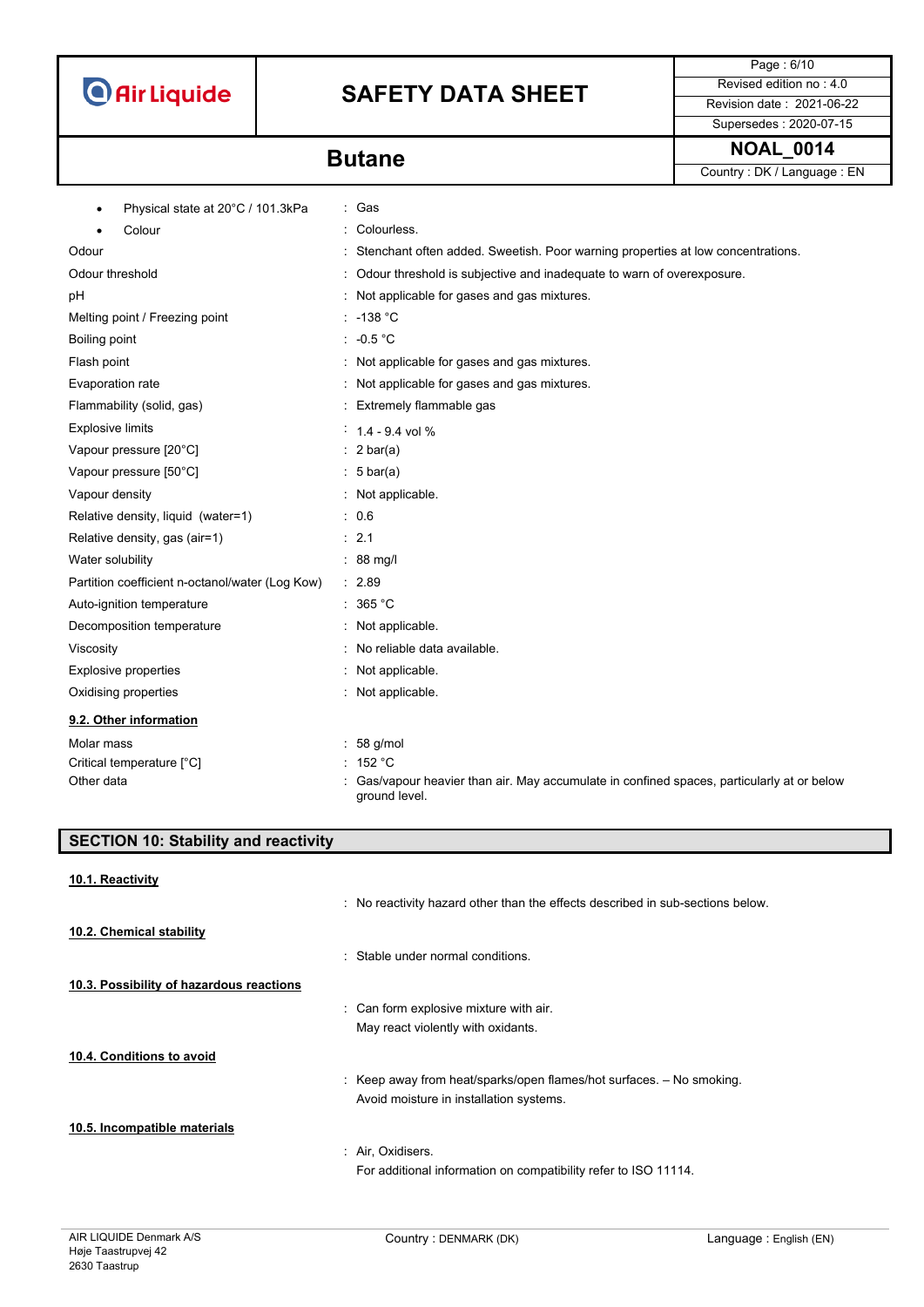| | |
|---|---|
| • Physical state at 20°C / 101.3kPa | : Gas |
| • Colour | : Colourless. |
| Odour | : Stenchant often added. Sweetish. Poor warning properties at low concentrations. |
| Odour threshold | : Odour threshold is subjective and inadequate to warn of overexposure. |
| pH | : Not applicable for gases and gas mixtures. |
| Melting point / Freezing point | : -138 °C |
| Boiling point | : -0.5 °C |
| Flash point | : Not applicable for gases and gas mixtures. |
| Evaporation rate | : Not applicable for gases and gas mixtures. |
| Flammability (solid, gas) | : Extremely flammable gas |
| Explosive limits | : 1.4 - 9.4 vol % |
| Vapour pressure [20°C] | : 2 bar(a) |
| Vapour pressure [50°C] | : 5 bar(a) |
| Vapour density | : Not applicable. |
| Relative density, liquid (water=1) | : 0.6 |
| Relative density, gas (air=1) | : 2.1 |
| Water solubility | : 88 mg/l |
| Partition coefficient n-octanol/water (Log Kow) | : 2.89 |
| Auto-ignition temperature | : 365 °C |
| Decomposition temperature | : Not applicable. |
| Viscosity | : No reliable data available. |
| Explosive properties | : Not applicable. |
| Oxidising properties | : Not applicable. |

### 9.2. Other information

| | |
|---|---|
| Molar mass | : 58 g/mol |
| Critical temperature [°C] | : 152 °C |
| Other data | : Gas/vapour heavier than air. May accumulate in confined spaces, particularly at or below ground level. |

## SECTION 10: Stability and reactivity

### 10.1. Reactivity

: No reactivity hazard other than the effects described in sub-sections below.

### 10.2. Chemical stability

: Stable under normal conditions.

### 10.3. Possibility of hazardous reactions

: Can form explosive mixture with air.
May react violently with oxidants.

### 10.4. Conditions to avoid

: Keep away from heat/sparks/open flames/hot surfaces. – No smoking.
Avoid moisture in installation systems.

### 10.5. Incompatible materials

: Air, Oxidisers.
For additional information on compatibility refer to ISO 11114.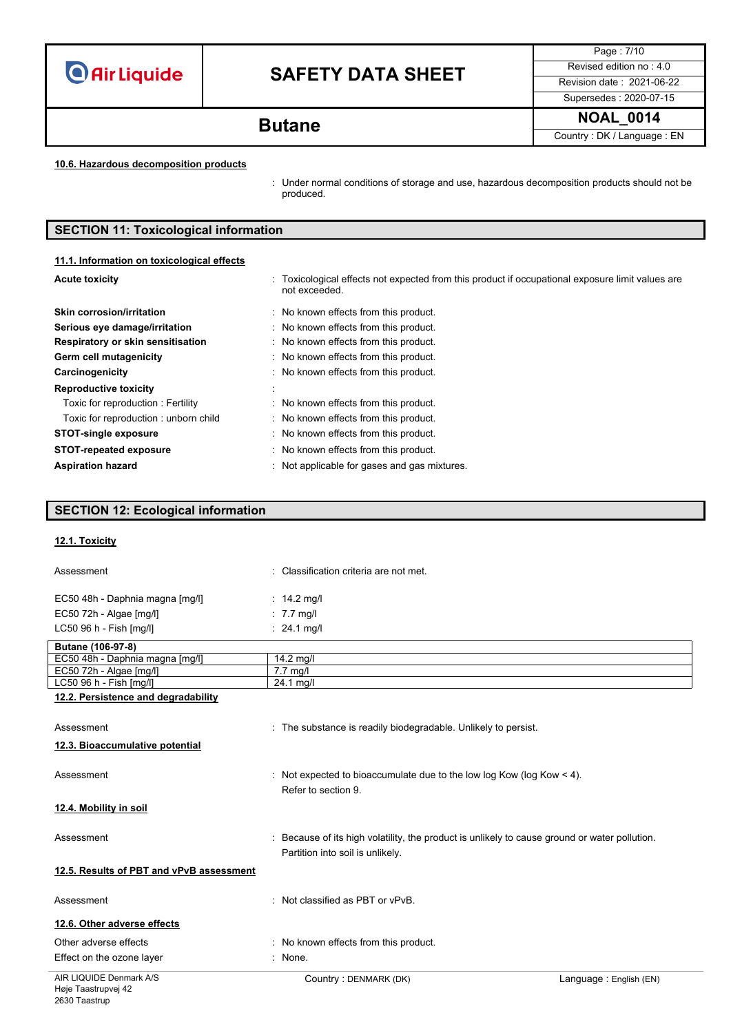### 10.6. Hazardous decomposition products

: Under normal conditions of storage and use, hazardous decomposition products should not be produced.

## SECTION 11: Toxicological information

### 11.1. Information on toxicological effects

**Acute toxicity** : Toxicological effects not expected from this product if occupational exposure limit values are not exceeded.

**Skin corrosion/irritation** : No known effects from this product.

**Serious eye damage/irritation** : No known effects from this product.

**Respiratory or skin sensitisation** : No known effects from this product.

**Germ cell mutagenicity** : No known effects from this product.

**Carcinogenicity** : No known effects from this product.

**Reproductive toxicity** :

- Toxic for reproduction : Fertility : No known effects from this product.
- Toxic for reproduction : unborn child : No known effects from this product.

**STOT-single exposure** : No known effects from this product.

**STOT-repeated exposure** : No known effects from this product.

**Aspiration hazard** : Not applicable for gases and gas mixtures.

## SECTION 12: Ecological information

### 12.1. Toxicity

Assessment : Classification criteria are not met.

EC50 48h - Daphnia magna [mg/l] : 14.2 mg/l

EC50 72h - Algae [mg/l] : 7.7 mg/l

LC50 96 h - Fish [mg/l] : 24.1 mg/l

| **Butane (106-97-8)** | |
|---|---|
| EC50 48h - Daphnia magna [mg/l] | 14.2 mg/l |
| EC50 72h - Algae [mg/l] | 7.7 mg/l |
| LC50 96 h - Fish [mg/l] | 24.1 mg/l |

### 12.2. Persistence and degradability

Assessment : The substance is readily biodegradable. Unlikely to persist.

### 12.3. Bioaccumulative potential

Assessment : Not expected to bioaccumulate due to the low log Kow (log Kow < 4).
Refer to section 9.

### 12.4. Mobility in soil

Assessment : Because of its high volatility, the product is unlikely to cause ground or water pollution.
Partition into soil is unlikely.

### 12.5. Results of PBT and vPvB assessment

Assessment : Not classified as PBT or vPvB.

### 12.6. Other adverse effects

Other adverse effects : No known effects from this product.

Effect on the ozone layer : None.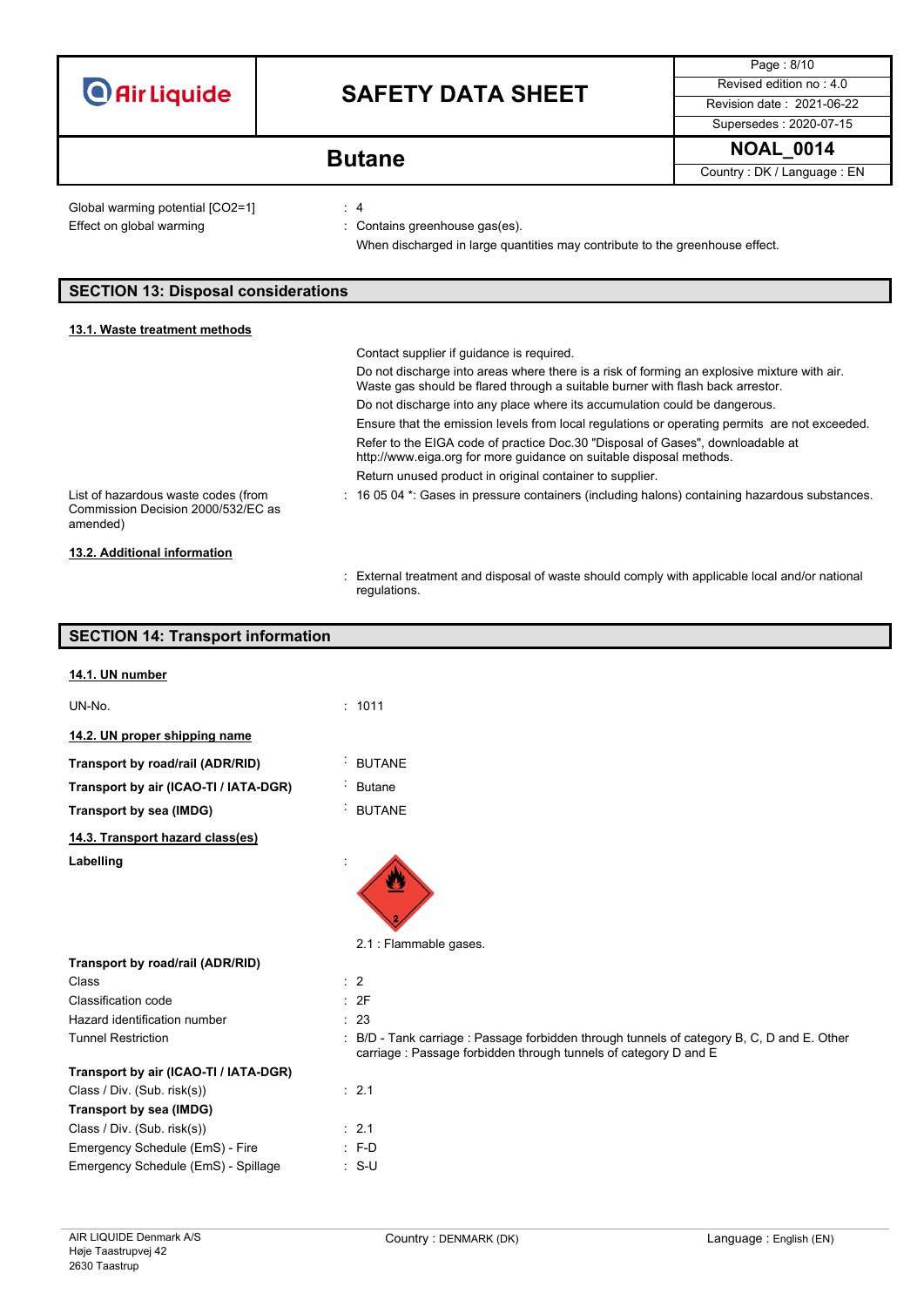Global warming potential [CO2=1] : 4

Effect on global warming : Contains greenhouse gas(es).
When discharged in large quantities may contribute to the greenhouse effect.

## SECTION 13: Disposal considerations

### 13.1. Waste treatment methods

Contact supplier if guidance is required.
Do not discharge into areas where there is a risk of forming an explosive mixture with air. Waste gas should be flared through a suitable burner with flash back arrestor.
Do not discharge into any place where its accumulation could be dangerous.
Ensure that the emission levels from local regulations or operating permits are not exceeded.
Refer to the EIGA code of practice Doc.30 "Disposal of Gases", downloadable at http://www.eiga.org for more guidance on suitable disposal methods.
Return unused product in original container to supplier.

List of hazardous waste codes (from Commission Decision 2000/532/EC as amended) : 16 05 04 *: Gases in pressure containers (including halons) containing hazardous substances.

### 13.2. Additional information

: External treatment and disposal of waste should comply with applicable local and/or national regulations.

## SECTION 14: Transport information

### 14.1. UN number

UN-No. : 1011

### 14.2. UN proper shipping name

**Transport by road/rail (ADR/RID)** : BUTANE

**Transport by air (ICAO-TI / IATA-DGR)** : Butane

**Transport by sea (IMDG)** : BUTANE

### 14.3. Transport hazard class(es)

**Labelling** :

2.1 : Flammable gases.

**Transport by road/rail (ADR/RID)**

Class : 2

Classification code : 2F

Hazard identification number : 23

Tunnel Restriction : B/D - Tank carriage : Passage forbidden through tunnels of category B, C, D and E. Other carriage : Passage forbidden through tunnels of category D and E

**Transport by air (ICAO-TI / IATA-DGR)**

Class / Div. (Sub. risk(s)) : 2.1

**Transport by sea (IMDG)**

Class / Div. (Sub. risk(s)) : 2.1

Emergency Schedule (EmS) - Fire : F-D

Emergency Schedule (EmS) - Spillage : S-U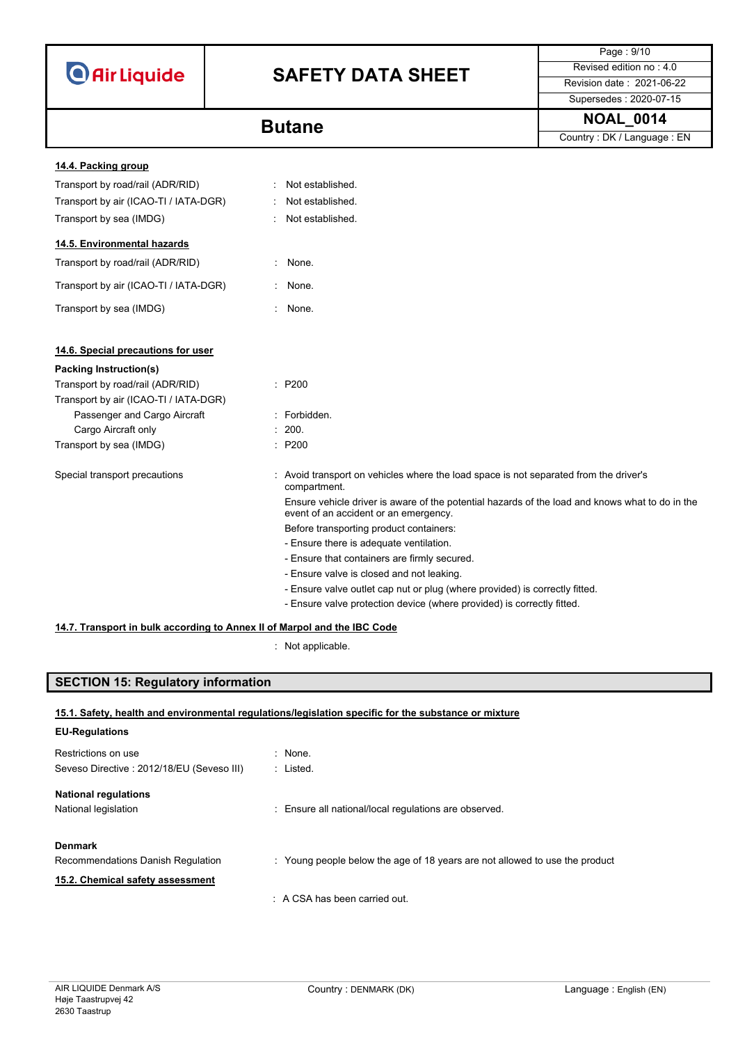#### 14.4. Packing group

| | | |
|---|---|---|
| Transport by road/rail (ADR/RID) | : | Not established. |
| Transport by air (ICAO-TI / IATA-DGR) | : | Not established. |
| Transport by sea (IMDG) | : | Not established. |

#### 14.5. Environmental hazards

| | | |
|---|---|---|
| Transport by road/rail (ADR/RID) | : | None. |
| Transport by air (ICAO-TI / IATA-DGR) | : | None. |
| Transport by sea (IMDG) | : | None. |

#### 14.6. Special precautions for user

**Packing Instruction(s)**

| | | |
|---|---|---|
| Transport by road/rail (ADR/RID) | : | P200 |
| Transport by air (ICAO-TI / IATA-DGR) | | |
| Passenger and Cargo Aircraft | : | Forbidden. |
| Cargo Aircraft only | : | 200. |
| Transport by sea (IMDG) | : | P200 |

Special transport precautions : Avoid transport on vehicles where the load space is not separated from the driver's compartment.

Ensure vehicle driver is aware of the potential hazards of the load and knows what to do in the event of an accident or an emergency.

Before transporting product containers:

- Ensure there is adequate ventilation.
- Ensure that containers are firmly secured.
- Ensure valve is closed and not leaking.
- Ensure valve outlet cap nut or plug (where provided) is correctly fitted.
- Ensure valve protection device (where provided) is correctly fitted.

#### 14.7. Transport in bulk according to Annex II of Marpol and the IBC Code

: Not applicable.

## SECTION 15: Regulatory information

#### 15.1. Safety, health and environmental regulations/legislation specific for the substance or mixture

**EU-Regulations**

| | | |
|---|---|---|
| Restrictions on use | : | None. |
| Seveso Directive : 2012/18/EU (Seveso III) | : | Listed. |

**National regulations**

| | | |
|---|---|---|
| National legislation | : | Ensure all national/local regulations are observed. |

**Denmark**

| | | |
|---|---|---|
| Recommendations Danish Regulation | : | Young people below the age of 18 years are not allowed to use the product |

#### 15.2. Chemical safety assessment

: A CSA has been carried out.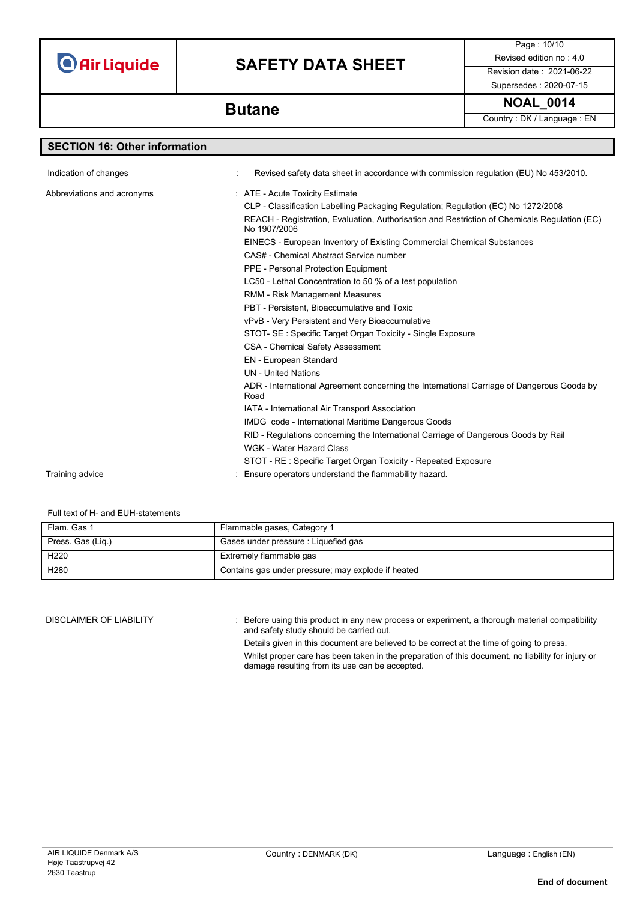## SECTION 16: Other information

Indication of changes : Revised safety data sheet in accordance with commission regulation (EU) No 453/2010.

Abbreviations and acronyms :
ATE - Acute Toxicity Estimate
CLP - Classification Labelling Packaging Regulation; Regulation (EC) No 1272/2008
REACH - Registration, Evaluation, Authorisation and Restriction of Chemicals Regulation (EC) No 1907/2006
EINECS - European Inventory of Existing Commercial Chemical Substances
CAS# - Chemical Abstract Service number
PPE - Personal Protection Equipment
LC50 - Lethal Concentration to 50 % of a test population
RMM - Risk Management Measures
PBT - Persistent, Bioaccumulative and Toxic
vPvB - Very Persistent and Very Bioaccumulative
STOT- SE : Specific Target Organ Toxicity - Single Exposure
CSA - Chemical Safety Assessment
EN - European Standard
UN - United Nations
ADR - International Agreement concerning the International Carriage of Dangerous Goods by Road
IATA - International Air Transport Association
IMDG code - International Maritime Dangerous Goods
RID - Regulations concerning the International Carriage of Dangerous Goods by Rail
WGK - Water Hazard Class
STOT - RE : Specific Target Organ Toxicity - Repeated Exposure

Training advice : Ensure operators understand the flammability hazard.

Full text of H- and EUH-statements

| | |
|---|---|
| Flam. Gas 1 | Flammable gases, Category 1 |
| Press. Gas (Liq.) | Gases under pressure : Liquefied gas |
| H220 | Extremely flammable gas |
| H280 | Contains gas under pressure; may explode if heated |

DISCLAIMER OF LIABILITY : Before using this product in any new process or experiment, a thorough material compatibility and safety study should be carried out.
Details given in this document are believed to be correct at the time of going to press.
Whilst proper care has been taken in the preparation of this document, no liability for injury or damage resulting from its use can be accepted.

AIR LIQUIDE Denmark A/S
Høje Taastrupvej 42
2630 Taastrup

Country : DENMARK (DK)

Language : English (EN)

**End of document**